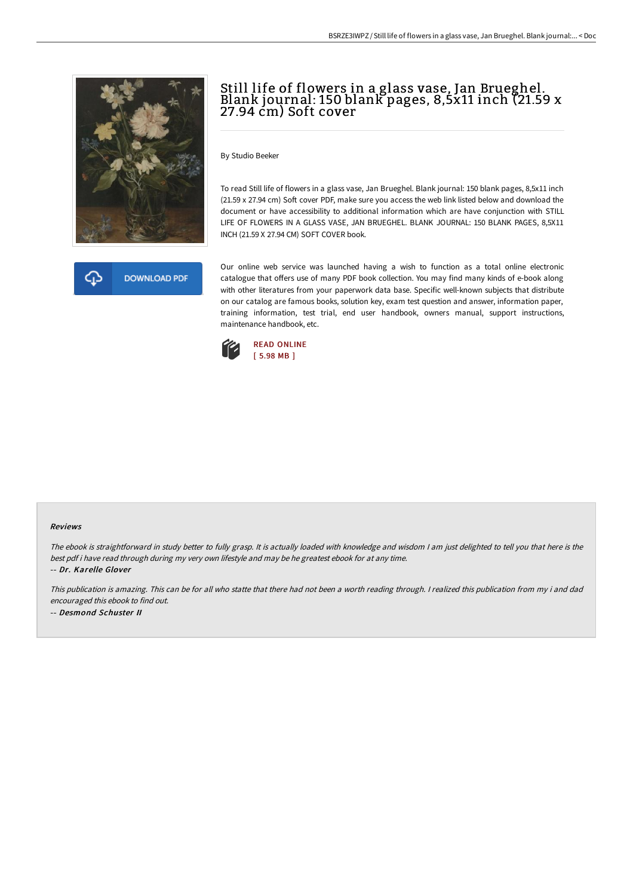# Still life of flowers in a glass vase, Jan Brueghel. Blank journal: 150 blank pages, 8,5x11 inch (21.59 x 27.94 cm) Soft cover

By Studio Beeker

To read Still life of flowers in a glass vase, Jan Brueghel. Blank journal: 150 blank pages, 8,5x11 inch (21.59 x 27.94 cm) Soft cover PDF, make sure you access the web link listed below and download the document or have accessibility to additional information which are have conjunction with STILL LIFE OF FLOWERS IN A GLASS VASE, JAN BRUEGHEL. BLANK JOURNAL: 150 BLANK PAGES, 8,5X11 INCH (21.59 X 27.94 CM) SOFT COVER book.

DOWNLOAD PDF

Our online web service was launched having a wish to function as a total online electronic catalogue that offers use of many PDF book collection. You may find many kinds of e-book along with other literatures from your paperwork data base. Specific well-known subjects that distribute on our catalog are famous books, solution key, exam test question and answer, information paper, training information, test trial, end user handbook, owners manual, support instructions, maintenance handbook, etc.

READ ONLINE
[ 5.98 MB ]

#### Reviews

*The ebook is straightforward in study better to fully grasp. It is actually loaded with knowledge and wisdom I am just delighted to tell you that here is the best pdf i have read through during my very own lifestyle and may be he greatest ebook for at any time.*

-- ***Dr. Karelle Glover***

*This publication is amazing. This can be for all who statte that there had not been a worth reading through. I realized this publication from my i and dad encouraged this ebook to find out.*

-- ***Desmond Schuster II***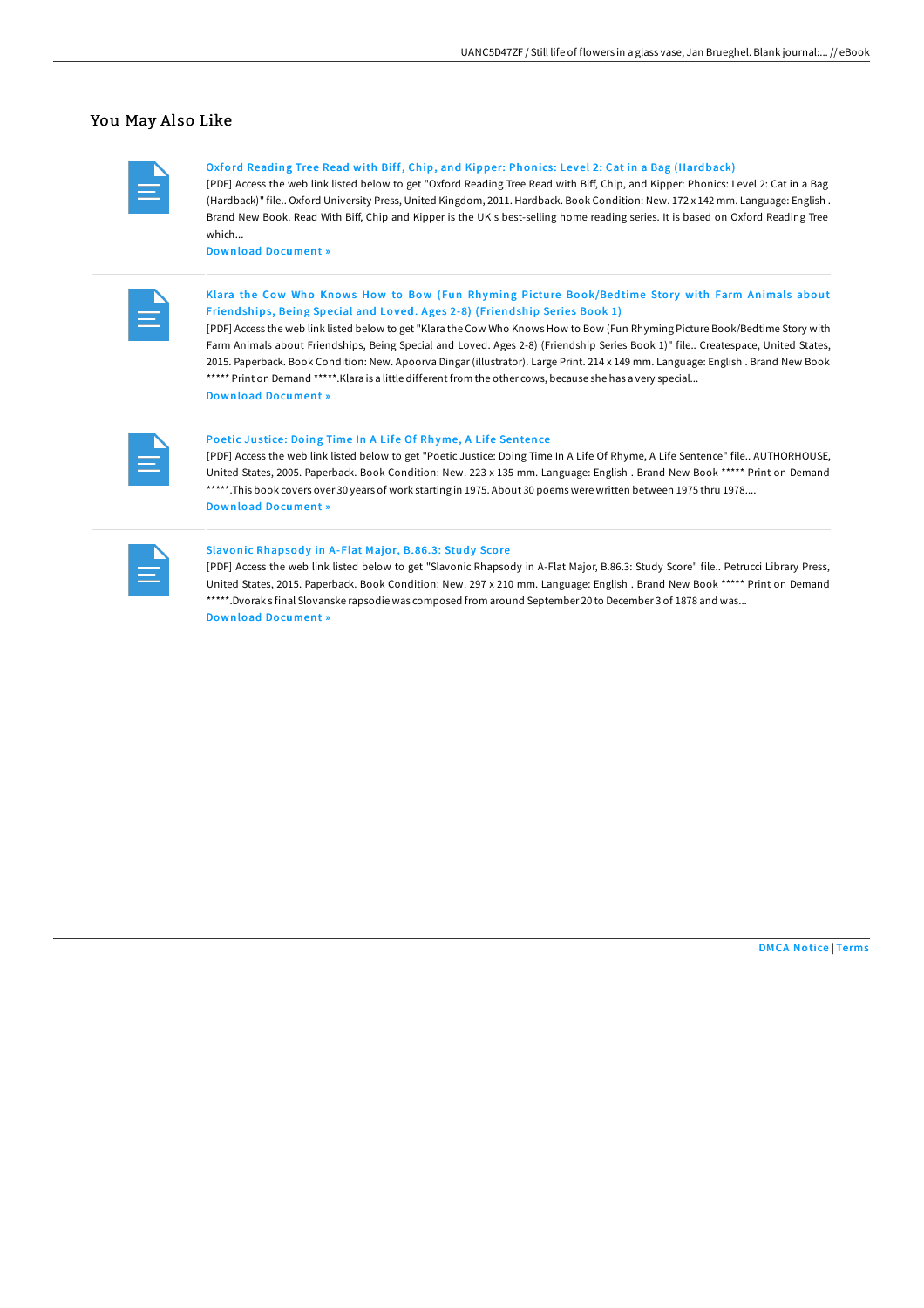## You May Also Like

### Oxford Reading Tree Read with Biff, Chip, and Kipper: Phonics: Level 2: Cat in a Bag (Hardback)

[PDF] Access the web link listed below to get "Oxford Reading Tree Read with Biff, Chip, and Kipper: Phonics: Level 2: Cat in a Bag (Hardback)" file.. Oxford University Press, United Kingdom, 2011. Hardback. Book Condition: New. 172 x 142 mm. Language: English . Brand New Book. Read With Biff, Chip and Kipper is the UK s best-selling home reading series. It is based on Oxford Reading Tree which...

Download Document »

### Klara the Cow Who Knows How to Bow (Fun Rhyming Picture Book/Bedtime Story with Farm Animals about Friendships, Being Special and Loved. Ages 2-8) (Friendship Series Book 1)

[PDF] Access the web link listed below to get "Klara the Cow Who Knows How to Bow (Fun Rhyming Picture Book/Bedtime Story with Farm Animals about Friendships, Being Special and Loved. Ages 2-8) (Friendship Series Book 1)" file.. Createspace, United States, 2015. Paperback. Book Condition: New. Apoorva Dingar (illustrator). Large Print. 214 x 149 mm. Language: English . Brand New Book ***** Print on Demand *****.Klara is a little different from the other cows, because she has a very special...

Download Document »

### Poetic Justice: Doing Time In A Life Of Rhyme, A Life Sentence

[PDF] Access the web link listed below to get "Poetic Justice: Doing Time In A Life Of Rhyme, A Life Sentence" file.. AUTHORHOUSE, United States, 2005. Paperback. Book Condition: New. 223 x 135 mm. Language: English . Brand New Book ***** Print on Demand *****.This book covers over 30 years of work starting in 1975. About 30 poems were written between 1975 thru 1978....

Download Document »

### Slavonic Rhapsody in A-Flat Major, B.86.3: Study Score

[PDF] Access the web link listed below to get "Slavonic Rhapsody in A-Flat Major, B.86.3: Study Score" file.. Petrucci Library Press, United States, 2015. Paperback. Book Condition: New. 297 x 210 mm. Language: English . Brand New Book ***** Print on Demand *****.Dvorak s final Slovanske rapsodie was composed from around September 20 to December 3 of 1878 and was...

Download Document »

DMCA Notice | Terms